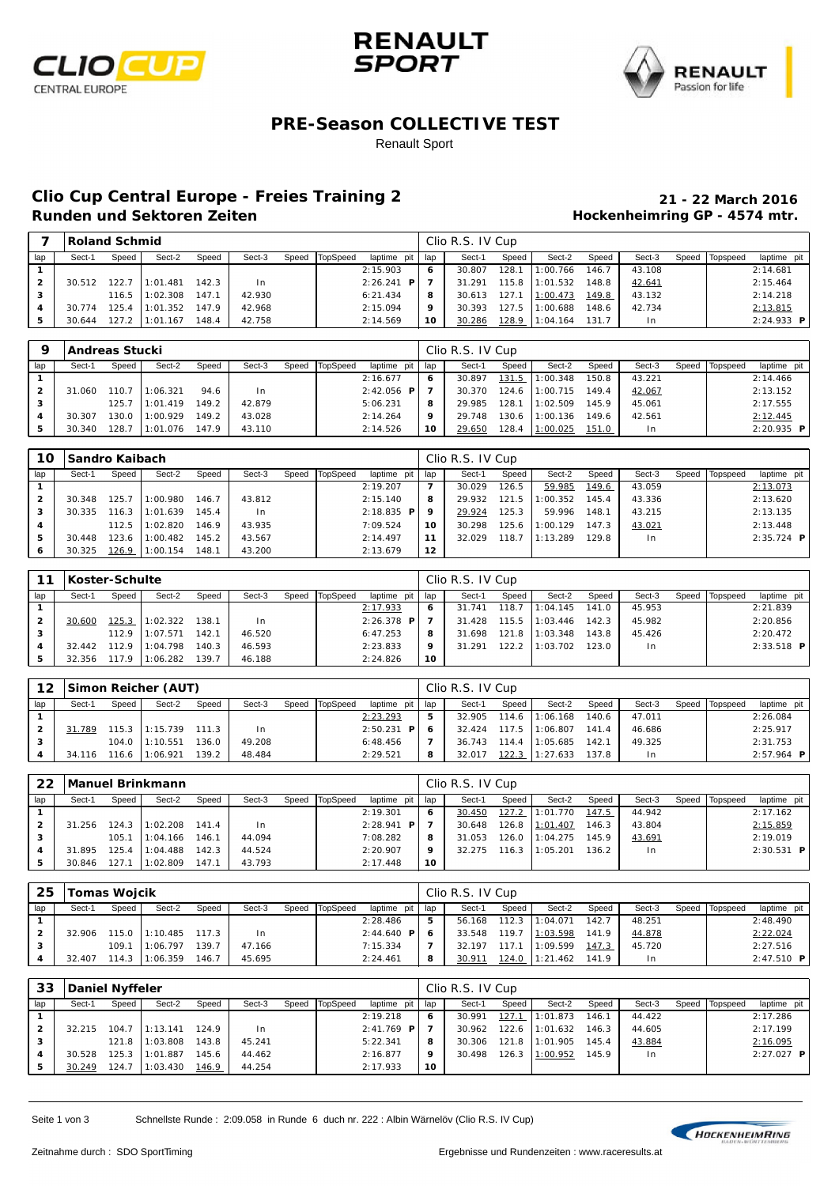# PRE-Season COLLECTIVE TEST

Renault Sport

## Clio Cup Central Europe - Freies Training 2

### Runden und Sektoren Zeiten

**21 - 22 March 2016**

**Hockenheimring GP - 4574 mtr.**

| 7 | Roland Schmid | | | | | | | | | Clio R.S. IV Cup | | | | | | | | |
|---|---|---|---|---|---|---|---|---|---|---|---|---|---|---|---|---|---|---|
| lap | Sect-1 | Speed | Sect-2 | Speed | Sect-3 | Speed | TopSpeed | laptime pit | lap | Sect-1 | Speed | Sect-2 | Speed | Sect-3 | Speed | Topspeed | laptime pit |
| 1 | | | | | | | | 2:15.903 | 6 | 30.807 | 128.1 | 1:00.766 | 146.7 | 43.108 | | | 2:14.681 |
| 2 | 30.512 | 122.7 | 1:01.481 | 142.3 | In | | | 2:26.241 P | 7 | 31.291 | 115.8 | 1:01.532 | 148.8 | 42.641 | | | 2:15.464 |
| 3 | | 116.5 | 1:02.308 | 147.1 | 42.930 | | | 6:21.434 | 8 | 30.613 | 127.1 | 1:00.473 | 149.8 | 43.132 | | | 2:14.218 |
| 4 | 30.774 | 125.4 | 1:01.352 | 147.9 | 42.968 | | | 2:15.094 | 9 | 30.393 | 127.5 | 1:00.688 | 148.6 | 42.734 | | | 2:13.815 |
| 5 | 30.644 | 127.2 | 1:01.167 | 148.4 | 42.758 | | | 2:14.569 | 10 | 30.286 | 128.9 | 1:04.164 | 131.7 | In | | | 2:24.933 P |

| 9 | Andreas Stucki | | | | | | | | | Clio R.S. IV Cup | | | | | | | | |
|---|---|---|---|---|---|---|---|---|---|---|---|---|---|---|---|---|---|---|
| lap | Sect-1 | Speed | Sect-2 | Speed | Sect-3 | Speed | TopSpeed | laptime pit | lap | Sect-1 | Speed | Sect-2 | Speed | Sect-3 | Speed | Topspeed | laptime pit |
| 1 | | | | | | | | 2:16.677 | 6 | 30.897 | 131.5 | 1:00.348 | 150.8 | 43.221 | | | 2:14.466 |
| 2 | 31.060 | 110.7 | 1:06.321 | 94.6 | In | | | 2:42.056 P | 7 | 30.370 | 124.6 | 1:00.715 | 149.4 | 42.067 | | | 2:13.152 |
| 3 | | 125.7 | 1:01.419 | 149.2 | 42.879 | | | 5:06.231 | 8 | 29.985 | 128.1 | 1:02.509 | 145.9 | 45.061 | | | 2:17.555 |
| 4 | 30.307 | 130.0 | 1:00.929 | 149.2 | 43.028 | | | 2:14.264 | 9 | 29.748 | 130.6 | 1:00.136 | 149.6 | 42.561 | | | 2:12.445 |
| 5 | 30.340 | 128.7 | 1:01.076 | 147.9 | 43.110 | | | 2:14.526 | 10 | 29.650 | 128.4 | 1:00.025 | 151.0 | In | | | 2:20.935 P |

| 10 | Sandro Kaibach | | | | | | | | | Clio R.S. IV Cup | | | | | | | | |
|---|---|---|---|---|---|---|---|---|---|---|---|---|---|---|---|---|---|---|
| lap | Sect-1 | Speed | Sect-2 | Speed | Sect-3 | Speed | TopSpeed | laptime pit | lap | Sect-1 | Speed | Sect-2 | Speed | Sect-3 | Speed | Topspeed | laptime pit |
| 1 | | | | | | | | 2:19.207 | 7 | 30.029 | 126.5 | 59.985 | 149.6 | 43.059 | | | 2:13.073 |
| 2 | 30.348 | 125.7 | 1:00.980 | 146.7 | 43.812 | | | 2:15.140 | 8 | 29.932 | 121.5 | 1:00.352 | 145.4 | 43.336 | | | 2:13.620 |
| 3 | 30.335 | 116.3 | 1:01.639 | 145.4 | In | | | 2:18.835 P | 9 | 29.924 | 125.3 | 59.996 | 148.1 | 43.215 | | | 2:13.135 |
| 4 | | 112.5 | 1:02.820 | 146.9 | 43.935 | | | 7:09.524 | 10 | 30.298 | 125.6 | 1:00.129 | 147.3 | 43.021 | | | 2:13.448 |
| 5 | 30.448 | 123.6 | 1:00.482 | 145.2 | 43.567 | | | 2:14.497 | 11 | 32.029 | 118.7 | 1:13.289 | 129.8 | In | | | 2:35.724 P |
| 6 | 30.325 | 126.9 | 1:00.154 | 148.1 | 43.200 | | | 2:13.679 | 12 | | | | | | | | |

| 11 | Koster-Schulte | | | | | | | | | Clio R.S. IV Cup | | | | | | | | |
|---|---|---|---|---|---|---|---|---|---|---|---|---|---|---|---|---|---|---|
| lap | Sect-1 | Speed | Sect-2 | Speed | Sect-3 | Speed | TopSpeed | laptime pit | lap | Sect-1 | Speed | Sect-2 | Speed | Sect-3 | Speed | Topspeed | laptime pit |
| 1 | | | | | | | | 2:17.933 | 6 | 31.741 | 118.7 | 1:04.145 | 141.0 | 45.953 | | | 2:21.839 |
| 2 | 30.600 | 125.3 | 1:02.322 | 138.1 | In | | | 2:26.378 P | 7 | 31.428 | 115.5 | 1:03.446 | 142.3 | 45.982 | | | 2:20.856 |
| 3 | | 112.9 | 1:07.571 | 142.1 | 46.520 | | | 6:47.253 | 8 | 31.698 | 121.8 | 1:03.348 | 143.8 | 45.426 | | | 2:20.472 |
| 4 | 32.442 | 112.9 | 1:04.798 | 140.3 | 46.593 | | | 2:23.833 | 9 | 31.291 | 122.2 | 1:03.702 | 123.0 | In | | | 2:33.518 P |
| 5 | 32.356 | 117.9 | 1:06.282 | 139.7 | 46.188 | | | 2:24.826 | 10 | | | | | | | | |

| 12 | Simon Reicher (AUT) | | | | | | | | | Clio R.S. IV Cup | | | | | | | | |
|---|---|---|---|---|---|---|---|---|---|---|---|---|---|---|---|---|---|---|
| lap | Sect-1 | Speed | Sect-2 | Speed | Sect-3 | Speed | TopSpeed | laptime pit | lap | Sect-1 | Speed | Sect-2 | Speed | Sect-3 | Speed | Topspeed | laptime pit |
| 1 | | | | | | | | 2:23.293 | 5 | 32.905 | 114.6 | 1:06.168 | 140.6 | 47.011 | | | 2:26.084 |
| 2 | 31.789 | 115.3 | 1:15.739 | 111.3 | In | | | 2:50.231 P | 6 | 32.424 | 117.5 | 1:06.807 | 141.4 | 46.686 | | | 2:25.917 |
| 3 | | 104.0 | 1:10.551 | 136.0 | 49.208 | | | 6:48.456 | 7 | 36.743 | 114.4 | 1:05.685 | 142.1 | 49.325 | | | 2:31.753 |
| 4 | 34.116 | 116.6 | 1:06.921 | 139.2 | 48.484 | | | 2:29.521 | 8 | 32.017 | 122.3 | 1:27.633 | 137.8 | In | | | 2:57.964 P |

| 22 | Manuel Brinkmann | | | | | | | | | Clio R.S. IV Cup | | | | | | | | |
|---|---|---|---|---|---|---|---|---|---|---|---|---|---|---|---|---|---|---|
| lap | Sect-1 | Speed | Sect-2 | Speed | Sect-3 | Speed | TopSpeed | laptime pit | lap | Sect-1 | Speed | Sect-2 | Speed | Sect-3 | Speed | Topspeed | laptime pit |
| 1 | | | | | | | | 2:19.301 | 6 | 30.450 | 127.2 | 1:01.770 | 147.5 | 44.942 | | | 2:17.162 |
| 2 | 31.256 | 124.3 | 1:02.208 | 141.4 | In | | | 2:28.941 P | 7 | 30.648 | 126.8 | 1:01.407 | 146.3 | 43.804 | | | 2:15.859 |
| 3 | | 105.1 | 1:04.166 | 146.1 | 44.094 | | | 7:08.282 | 8 | 31.053 | 126.0 | 1:04.275 | 145.9 | 43.691 | | | 2:19.019 |
| 4 | 31.895 | 125.4 | 1:04.488 | 142.3 | 44.524 | | | 2:20.907 | 9 | 32.275 | 116.3 | 1:05.201 | 136.2 | In | | | 2:30.531 P |
| 5 | 30.846 | 127.1 | 1:02.809 | 147.1 | 43.793 | | | 2:17.448 | 10 | | | | | | | | |

| 25 | Tomas Wojcik | | | | | | | | | Clio R.S. IV Cup | | | | | | | | |
|---|---|---|---|---|---|---|---|---|---|---|---|---|---|---|---|---|---|---|
| lap | Sect-1 | Speed | Sect-2 | Speed | Sect-3 | Speed | TopSpeed | laptime pit | lap | Sect-1 | Speed | Sect-2 | Speed | Sect-3 | Speed | Topspeed | laptime pit |
| 1 | | | | | | | | 2:28.486 | 5 | 56.168 | 112.3 | 1:04.071 | 142.7 | 48.251 | | | 2:48.490 |
| 2 | 32.906 | 115.0 | 1:10.485 | 117.3 | In | | | 2:44.640 P | 6 | 33.548 | 119.7 | 1:03.598 | 141.9 | 44.878 | | | 2:22.024 |
| 3 | | 109.1 | 1:06.797 | 139.7 | 47.166 | | | 7:15.334 | 7 | 32.197 | 117.1 | 1:09.599 | 147.3 | 45.720 | | | 2:27.516 |
| 4 | 32.407 | 114.3 | 1:06.359 | 146.7 | 45.695 | | | 2:24.461 | 8 | 30.911 | 124.0 | 1:21.462 | 141.9 | In | | | 2:47.510 P |

| 33 | Daniel Nyffeler | | | | | | | | | Clio R.S. IV Cup | | | | | | | | |
|---|---|---|---|---|---|---|---|---|---|---|---|---|---|---|---|---|---|---|
| lap | Sect-1 | Speed | Sect-2 | Speed | Sect-3 | Speed | TopSpeed | laptime pit | lap | Sect-1 | Speed | Sect-2 | Speed | Sect-3 | Speed | Topspeed | laptime pit |
| 1 | | | | | | | | 2:19.218 | 6 | 30.991 | 127.1 | 1:01.873 | 146.1 | 44.422 | | | 2:17.286 |
| 2 | 32.215 | 104.7 | 1:13.141 | 124.9 | In | | | 2:41.769 P | 7 | 30.962 | 122.6 | 1:01.632 | 146.3 | 44.605 | | | 2:17.199 |
| 3 | | 121.8 | 1:03.808 | 143.8 | 45.241 | | | 5:22.341 | 8 | 30.306 | 121.8 | 1:01.905 | 145.4 | 43.884 | | | 2:16.095 |
| 4 | 30.528 | 125.3 | 1:01.887 | 145.6 | 44.462 | | | 2:16.877 | 9 | 30.498 | 126.3 | 1:00.952 | 145.9 | In | | | 2:27.027 P |
| 5 | 30.249 | 124.7 | 1:03.430 | 146.9 | 44.254 | | | 2:17.933 | 10 | | | | | | | | |

Schnellste Runde : 2:09.058 in Runde 6 duch nr. 222 : Albin Wärnelöv (Clio R.S. IV Cup)

Zeitnahme durch : SDO SportTiming

Ergebnisse und Rundenzeiten : www.raceresults.at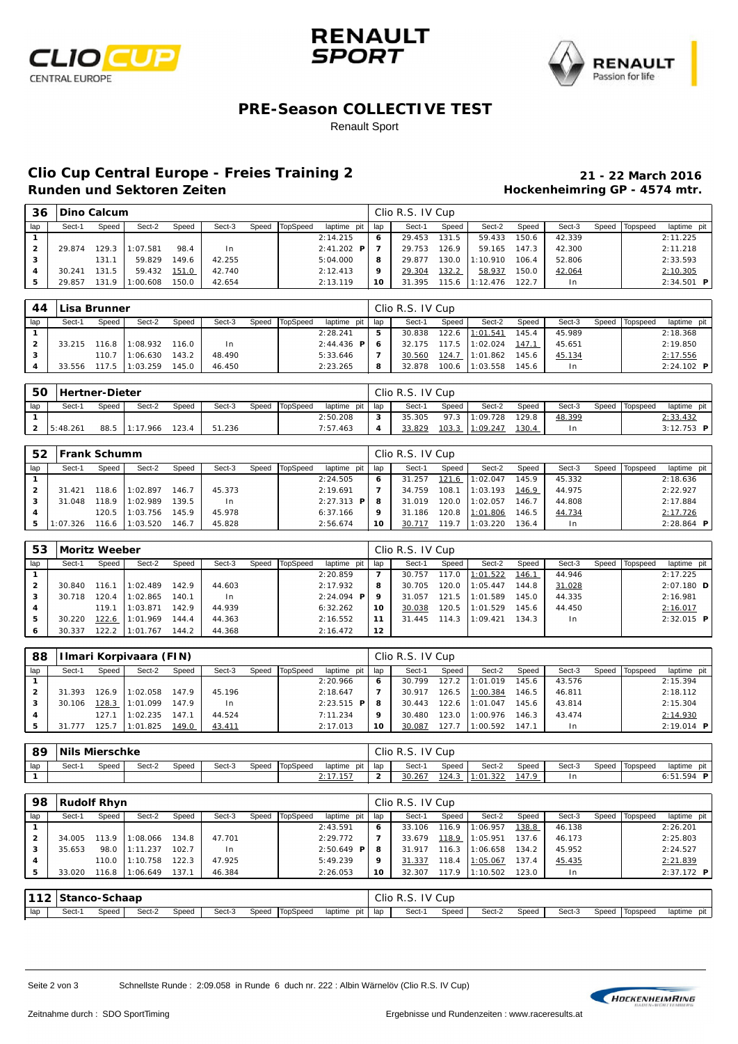## PRE-Season COLLECTIVE TEST

Renault Sport

## Clio Cup Central Europe - Freies Training 2

### Runden und Sektoren Zeiten

**21 - 22 March 2016**
**Hockenheimring GP - 4574 mtr.**

**36 Dino Calcum** — Clio R.S. IV Cup

| lap | Sect-1 | Speed | Sect-2 | Speed | Sect-3 | Speed | TopSpeed | laptime | pit | lap | Sect-1 | Speed | Sect-2 | Speed | Sect-3 | Speed | Topspeed | laptime | pit |
|---|---|---|---|---|---|---|---|---|---|---|---|---|---|---|---|---|---|---|---|
| 1 | | | | | | | | 2:14.215 | | 6 | 29.453 | 131.5 | 59.433 | 150.6 | 42.339 | | | 2:11.225 | |
| 2 | 29.874 | 129.3 | 1:07.581 | 98.4 | In | | | 2:41.202 | P | 7 | 29.753 | 126.9 | 59.165 | 147.3 | 42.300 | | | 2:11.218 | |
| 3 | | 131.1 | 59.829 | 149.6 | 42.255 | | | 5:04.000 | | 8 | 29.877 | 130.0 | 1:10.910 | 106.4 | 52.806 | | | 2:33.593 | |
| 4 | 30.241 | 131.5 | 59.432 | 151.0 | 42.740 | | | 2:12.413 | | 9 | 29.304 | 132.2 | 58.937 | 150.0 | 42.064 | | | 2:10.305 | |
| 5 | 29.857 | 131.9 | 1:00.608 | 150.0 | 42.654 | | | 2:13.119 | | 10 | 31.395 | 115.6 | 1:12.476 | 122.7 | In | | | 2:34.501 | P |

**44 Lisa Brunner** — Clio R.S. IV Cup

| lap | Sect-1 | Speed | Sect-2 | Speed | Sect-3 | Speed | TopSpeed | laptime | pit | lap | Sect-1 | Speed | Sect-2 | Speed | Sect-3 | Speed | Topspeed | laptime | pit |
|---|---|---|---|---|---|---|---|---|---|---|---|---|---|---|---|---|---|---|---|
| 1 | | | | | | | | 2:28.241 | | 5 | 30.838 | 122.6 | 1:01.541 | 145.4 | 45.989 | | | 2:18.368 | |
| 2 | 33.215 | 116.8 | 1:08.932 | 116.0 | In | | | 2:44.436 | P | 6 | 32.175 | 117.5 | 1:02.024 | 147.1 | 45.651 | | | 2:19.850 | |
| 3 | | 110.7 | 1:06.630 | 143.2 | 48.490 | | | 5:33.646 | | 7 | 30.560 | 124.7 | 1:01.862 | 145.6 | 45.134 | | | 2:17.556 | |
| 4 | 33.556 | 117.5 | 1:03.259 | 145.0 | 46.450 | | | 2:23.265 | | 8 | 32.878 | 100.6 | 1:03.558 | 145.6 | In | | | 2:24.102 | P |

**50 Hertner-Dieter** — Clio R.S. IV Cup

| lap | Sect-1 | Speed | Sect-2 | Speed | Sect-3 | Speed | TopSpeed | laptime | pit | lap | Sect-1 | Speed | Sect-2 | Speed | Sect-3 | Speed | Topspeed | laptime | pit |
|---|---|---|---|---|---|---|---|---|---|---|---|---|---|---|---|---|---|---|---|
| 1 | | | | | | | | 2:50.208 | | 3 | 35.305 | 97.3 | 1:09.728 | 129.8 | 48.399 | | | 2:33.432 | |
| 2 | 5:48.261 | 88.5 | 1:17.966 | 123.4 | 51.236 | | | 7:57.463 | | 4 | 33.829 | 103.3 | 1:09.247 | 130.4 | In | | | 3:12.753 | P |

**52 Frank Schumm** — Clio R.S. IV Cup

| lap | Sect-1 | Speed | Sect-2 | Speed | Sect-3 | Speed | TopSpeed | laptime | pit | lap | Sect-1 | Speed | Sect-2 | Speed | Sect-3 | Speed | Topspeed | laptime | pit |
|---|---|---|---|---|---|---|---|---|---|---|---|---|---|---|---|---|---|---|---|
| 1 | | | | | | | | 2:24.505 | | 6 | 31.257 | 121.6 | 1:02.047 | 145.9 | 45.332 | | | 2:18.636 | |
| 2 | 31.421 | 118.6 | 1:02.897 | 146.7 | 45.373 | | | 2:19.691 | | 7 | 34.759 | 108.1 | 1:03.193 | 146.9 | 44.975 | | | 2:22.927 | |
| 3 | 31.048 | 118.9 | 1:02.989 | 139.5 | In | | | 2:27.313 | P | 8 | 31.019 | 120.0 | 1:02.057 | 146.7 | 44.808 | | | 2:17.884 | |
| 4 | | 120.5 | 1:03.756 | 145.9 | 45.978 | | | 6:37.166 | | 9 | 31.186 | 120.8 | 1:01.806 | 146.5 | 44.734 | | | 2:17.726 | |
| 5 | 1:07.326 | 116.6 | 1:03.520 | 146.7 | 45.828 | | | 2:56.674 | | 10 | 30.717 | 119.7 | 1:03.220 | 136.4 | In | | | 2:28.864 | P |

**53 Moritz Weeber** — Clio R.S. IV Cup

| lap | Sect-1 | Speed | Sect-2 | Speed | Sect-3 | Speed | TopSpeed | laptime | pit | lap | Sect-1 | Speed | Sect-2 | Speed | Sect-3 | Speed | Topspeed | laptime | pit |
|---|---|---|---|---|---|---|---|---|---|---|---|---|---|---|---|---|---|---|---|
| 1 | | | | | | | | 2:20.859 | | 7 | 30.757 | 117.0 | 1:01.522 | 146.1 | 44.946 | | | 2:17.225 | |
| 2 | 30.840 | 116.1 | 1:02.489 | 142.9 | 44.603 | | | 2:17.932 | | 8 | 30.705 | 120.0 | 1:05.447 | 144.8 | 31.028 | | | 2:07.180 | D |
| 3 | 30.718 | 120.4 | 1:02.865 | 140.1 | In | | | 2:24.094 | P | 9 | 31.057 | 121.5 | 1:01.589 | 145.0 | 44.335 | | | 2:16.981 | |
| 4 | | 119.1 | 1:03.871 | 142.9 | 44.939 | | | 6:32.262 | | 10 | 30.038 | 120.5 | 1:01.529 | 145.6 | 44.450 | | | 2:16.017 | |
| 5 | 30.220 | 122.6 | 1:01.969 | 144.4 | 44.363 | | | 2:16.552 | | 11 | 31.445 | 114.3 | 1:09.421 | 134.3 | In | | | 2:32.015 | P |
| 6 | 30.337 | 122.2 | 1:01.767 | 144.2 | 44.368 | | | 2:16.472 | | 12 | | | | | | | | | |

**88 Ilmari Korpivaara (FIN)** — Clio R.S. IV Cup

| lap | Sect-1 | Speed | Sect-2 | Speed | Sect-3 | Speed | TopSpeed | laptime | pit | lap | Sect-1 | Speed | Sect-2 | Speed | Sect-3 | Speed | Topspeed | laptime | pit |
|---|---|---|---|---|---|---|---|---|---|---|---|---|---|---|---|---|---|---|---|
| 1 | | | | | | | | 2:20.966 | | 6 | 30.799 | 127.2 | 1:01.019 | 145.6 | 43.576 | | | 2:15.394 | |
| 2 | 31.393 | 126.9 | 1:02.058 | 147.9 | 45.196 | | | 2:18.647 | | 7 | 30.917 | 126.5 | 1:00.384 | 146.5 | 46.811 | | | 2:18.112 | |
| 3 | 30.106 | 128.3 | 1:01.099 | 147.9 | In | | | 2:23.515 | P | 8 | 30.443 | 122.6 | 1:01.047 | 145.6 | 43.814 | | | 2:15.304 | |
| 4 | | 127.1 | 1:02.235 | 147.1 | 44.524 | | | 7:11.234 | | 9 | 30.480 | 123.0 | 1:00.976 | 146.3 | 43.474 | | | 2:14.930 | |
| 5 | 31.777 | 125.7 | 1:01.825 | 149.0 | 43.411 | | | 2:17.013 | | 10 | 30.087 | 127.7 | 1:00.592 | 147.1 | In | | | 2:19.014 | P |

**89 Nils Mierschke** — Clio R.S. IV Cup

| lap | Sect-1 | Speed | Sect-2 | Speed | Sect-3 | Speed | TopSpeed | laptime | pit | lap | Sect-1 | Speed | Sect-2 | Speed | Sect-3 | Speed | Topspeed | laptime | pit |
|---|---|---|---|---|---|---|---|---|---|---|---|---|---|---|---|---|---|---|---|
| 1 | | | | | | | | 2:17.157 | | 2 | 30.267 | 124.3 | 1:01.322 | 147.9 | In | | | 6:51.594 | P |

**98 Rudolf Rhyn** — Clio R.S. IV Cup

| lap | Sect-1 | Speed | Sect-2 | Speed | Sect-3 | Speed | TopSpeed | laptime | pit | lap | Sect-1 | Speed | Sect-2 | Speed | Sect-3 | Speed | Topspeed | laptime | pit |
|---|---|---|---|---|---|---|---|---|---|---|---|---|---|---|---|---|---|---|---|
| 1 | | | | | | | | 2:43.591 | | 6 | 33.106 | 116.9 | 1:06.957 | 138.8 | 46.138 | | | 2:26.201 | |
| 2 | 34.005 | 113.9 | 1:08.066 | 134.8 | 47.701 | | | 2:29.772 | | 7 | 33.679 | 118.9 | 1:05.951 | 137.6 | 46.173 | | | 2:25.803 | |
| 3 | 35.653 | 98.0 | 1:11.237 | 102.7 | In | | | 2:50.649 | P | 8 | 31.917 | 116.3 | 1:06.658 | 134.2 | 45.952 | | | 2:24.527 | |
| 4 | | 110.0 | 1:10.758 | 122.3 | 47.925 | | | 5:49.239 | | 9 | 31.337 | 118.4 | 1:05.067 | 137.4 | 45.435 | | | 2:21.839 | |
| 5 | 33.020 | 116.8 | 1:06.649 | 137.1 | 46.384 | | | 2:26.053 | | 10 | 32.307 | 117.9 | 1:10.502 | 123.0 | In | | | 2:37.172 | P |

**112 Stanco-Schaap** — Clio R.S. IV Cup

| lap | Sect-1 | Speed | Sect-2 | Speed | Sect-3 | Speed | TopSpeed | laptime | pit | lap | Sect-1 | Speed | Sect-2 | Speed | Sect-3 | Speed | Topspeed | laptime | pit |
|---|---|---|---|---|---|---|---|---|---|---|---|---|---|---|---|---|---|---|---|

Schnellste Runde : 2:09.058 in Runde 6 duch nr. 222 : Albin Wärnelöv (Clio R.S. IV Cup)

Zeitnahme durch : SDO SportTiming

Ergebnisse und Rundenzeiten : www.raceresults.at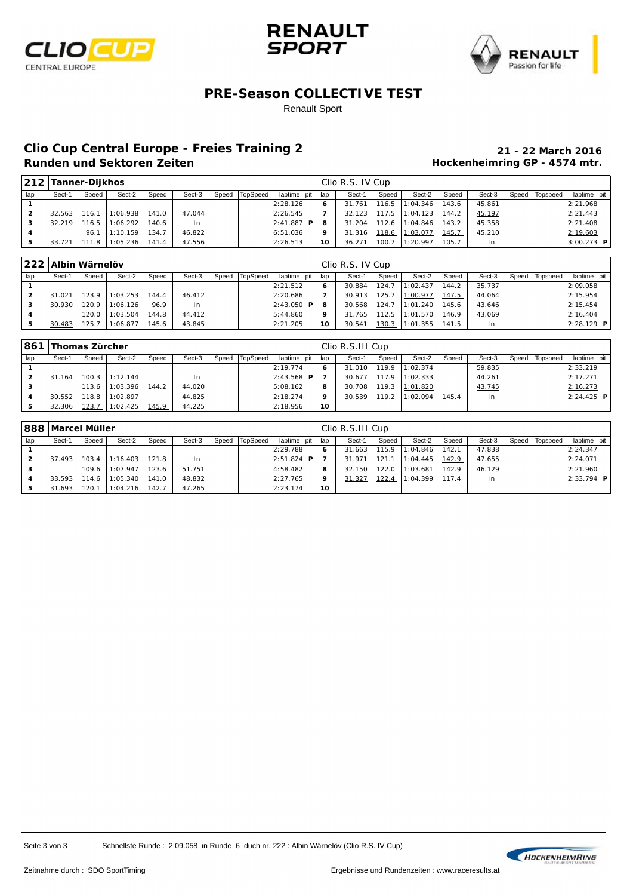## PRE-Season COLLECTIVE TEST

Renault Sport

## Clio Cup Central Europe - Freies Training 2

### Runden und Sektoren Zeiten

**21 - 22 March 2016**
**Hockenheimring GP - 4574 mtr.**

| lap | Sect-1 | Speed | Sect-2 | Speed | Sect-3 | Speed | TopSpeed | laptime | pit | lap | Sect-1 | Speed | Sect-2 | Speed | Sect-3 | Speed | Topspeed | laptime | pit |
|---|---|---|---|---|---|---|---|---|---|---|---|---|---|---|---|---|---|---|---|
| **212** | **Tanner-Dijkhos** | | | | | | | | | Clio R.S. IV Cup | | | | | | | | | |
| 1 | | | | | | | | 2:28.126 | | 6 | 31.761 | 116.5 | 1:04.346 | 143.6 | 45.861 | | | 2:21.968 | |
| 2 | 32.563 | 116.1 | 1:06.938 | 141.0 | 47.044 | | | 2:26.545 | | 7 | 32.123 | 117.5 | 1:04.123 | 144.2 | 45.197 | | | 2:21.443 | |
| 3 | 32.219 | 116.5 | 1:06.292 | 140.6 | In | | | 2:41.887 | P | 8 | 31.204 | 112.6 | 1:04.846 | 143.2 | 45.358 | | | 2:21.408 | |
| 4 | | 96.1 | 1:10.159 | 134.7 | 46.822 | | | 6:51.036 | | 9 | 31.316 | 118.6 | 1:03.077 | 145.7 | 45.210 | | | 2:19.603 | |
| 5 | 33.721 | 111.8 | 1:05.236 | 141.4 | 47.556 | | | 2:26.513 | | 10 | 36.271 | 100.7 | 1:20.997 | 105.7 | In | | | 3:00.273 | P |
| **222** | **Albin Wärnelöv** | | | | | | | | | Clio R.S. IV Cup | | | | | | | | | |
| 1 | | | | | | | | 2:21.512 | | 6 | 30.884 | 124.7 | 1:02.437 | 144.2 | 35.737 | | | 2:09.058 | |
| 2 | 31.021 | 123.9 | 1:03.253 | 144.4 | 46.412 | | | 2:20.686 | | 7 | 30.913 | 125.7 | 1:00.977 | 147.5 | 44.064 | | | 2:15.954 | |
| 3 | 30.930 | 120.9 | 1:06.126 | 96.9 | In | | | 2:43.050 | P | 8 | 30.568 | 124.7 | 1:01.240 | 145.6 | 43.646 | | | 2:15.454 | |
| 4 | | 120.0 | 1:03.504 | 144.8 | 44.412 | | | 5:44.860 | | 9 | 31.765 | 112.5 | 1:01.570 | 146.9 | 43.069 | | | 2:16.404 | |
| 5 | 30.483 | 125.7 | 1:06.877 | 145.6 | 43.845 | | | 2:21.205 | | 10 | 30.541 | 130.3 | 1:01.355 | 141.5 | In | | | 2:28.129 | P |
| **861** | **Thomas Zürcher** | | | | | | | | | Clio R.S.III Cup | | | | | | | | | |
| 1 | | | | | | | | 2:19.774 | | 6 | 31.010 | 119.9 | 1:02.374 | | 59.835 | | | 2:33.219 | |
| 2 | 31.164 | 100.3 | 1:12.144 | | In | | | 2:43.568 | P | 7 | 30.677 | 117.9 | 1:02.333 | | 44.261 | | | 2:17.271 | |
| 3 | | 113.6 | 1:03.396 | 144.2 | 44.020 | | | 5:08.162 | | 8 | 30.708 | 119.3 | 1:01.820 | | 43.745 | | | 2:16.273 | |
| 4 | 30.552 | 118.8 | 1:02.897 | | 44.825 | | | 2:18.274 | | 9 | 30.539 | 119.2 | 1:02.094 | 145.4 | In | | | 2:24.425 | P |
| 5 | 32.306 | 123.7 | 1:02.425 | 145.9 | 44.225 | | | 2:18.956 | | 10 | | | | | | | | | |
| **888** | **Marcel Müller** | | | | | | | | | Clio R.S.III Cup | | | | | | | | | |
| 1 | | | | | | | | 2:29.788 | | 6 | 31.663 | 115.9 | 1:04.846 | 142.1 | 47.838 | | | 2:24.347 | |
| 2 | 37.493 | 103.4 | 1:16.403 | 121.8 | In | | | 2:51.824 | P | 7 | 31.971 | 121.1 | 1:04.445 | 142.9 | 47.655 | | | 2:24.071 | |
| 3 | | 109.6 | 1:07.947 | 123.6 | 51.751 | | | 4:58.482 | | 8 | 32.150 | 122.0 | 1:03.681 | 142.9 | 46.129 | | | 2:21.960 | |
| 4 | 33.593 | 114.6 | 1:05.340 | 141.0 | 48.832 | | | 2:27.765 | | 9 | 31.327 | 122.4 | 1:04.399 | 117.4 | In | | | 2:33.794 | P |
| 5 | 31.693 | 120.1 | 1:04.216 | 142.7 | 47.265 | | | 2:23.174 | | 10 | | | | | | | | | |

Schnellste Runde : 2:09.058 in Runde 6 duch nr. 222 : Albin Wärnelöv (Clio R.S. IV Cup)

Zeitnahme durch : SDO SportTiming

Ergebnisse und Rundenzeiten : www.raceresults.at